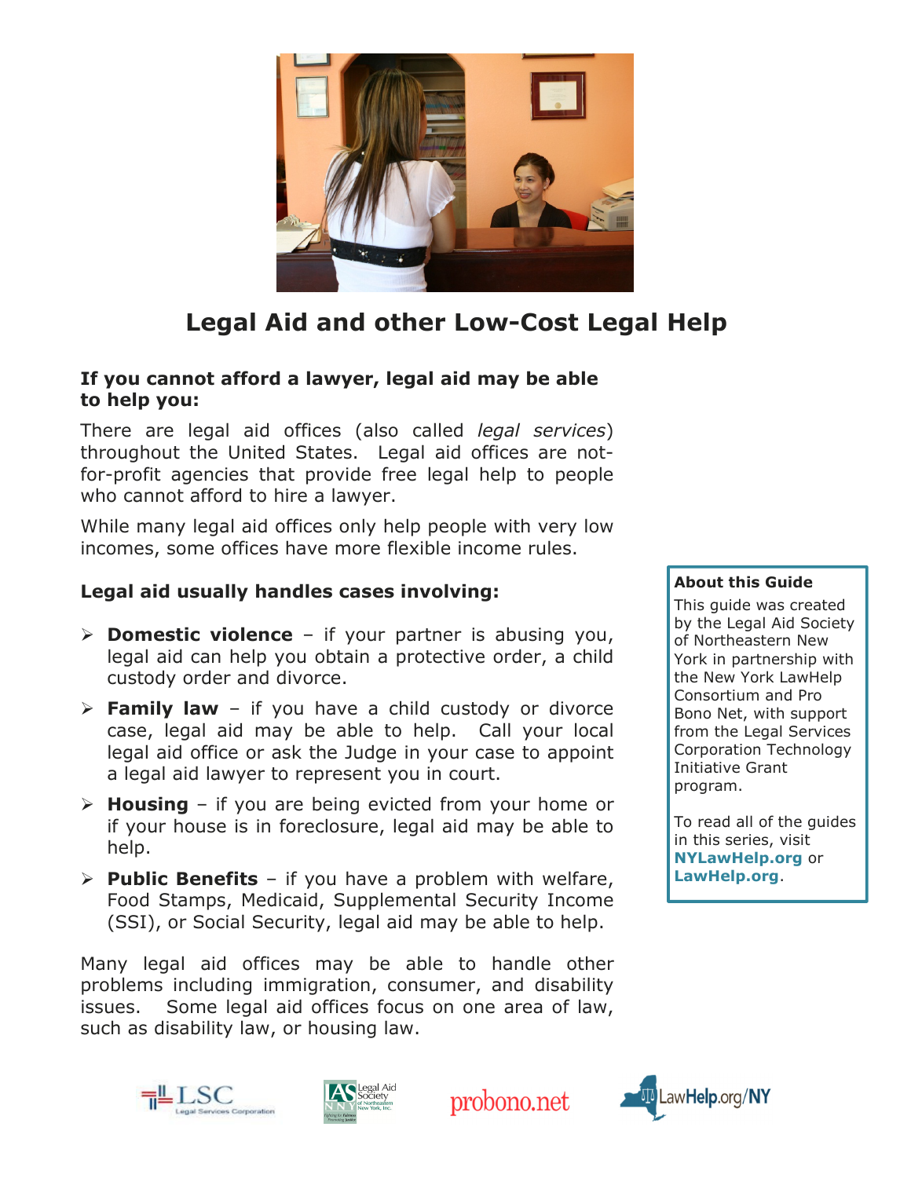# Legal Aid and other Low-Cost Legal Help

**If you cannot afford a lawyer, legal aid may be able to help you:**

There are legal aid offices (also called *legal services*) throughout the United States. Legal aid offices are not-for-profit agencies that provide free legal help to people who cannot afford to hire a lawyer.

While many legal aid offices only help people with very low incomes, some offices have more flexible income rules.

**Legal aid usually handles cases involving:**

- **Domestic violence** – if your partner is abusing you, legal aid can help you obtain a protective order, a child custody order and divorce.
- **Family law** – if you have a child custody or divorce case, legal aid may be able to help. Call your local legal aid office or ask the Judge in your case to appoint a legal aid lawyer to represent you in court.
- **Housing** – if you are being evicted from your home or if your house is in foreclosure, legal aid may be able to help.
- **Public Benefits** – if you have a problem with welfare, Food Stamps, Medicaid, Supplemental Security Income (SSI), or Social Security, legal aid may be able to help.

Many legal aid offices may be able to handle other problems including immigration, consumer, and disability issues. Some legal aid offices focus on one area of law, such as disability law, or housing law.

**About this Guide**

This guide was created by the Legal Aid Society of Northeastern New York in partnership with the New York LawHelp Consortium and Pro Bono Net, with support from the Legal Services Corporation Technology Initiative Grant program.

To read all of the guides in this series, visit **NYLawHelp.org** or **LawHelp.org**.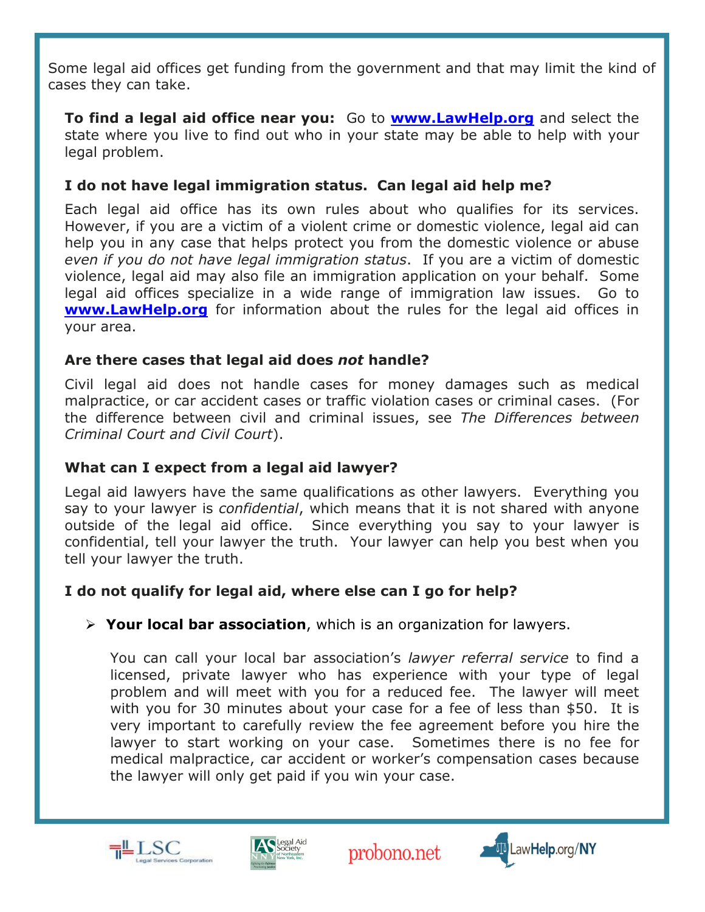Some legal aid offices get funding from the government and that may limit the kind of cases they can take.

**To find a legal aid office near you:** Go to **www.LawHelp.org** and select the state where you live to find out who in your state may be able to help with your legal problem.

### I do not have legal immigration status. Can legal aid help me?

Each legal aid office has its own rules about who qualifies for its services. However, if you are a victim of a violent crime or domestic violence, legal aid can help you in any case that helps protect you from the domestic violence or abuse *even if you do not have legal immigration status*. If you are a victim of domestic violence, legal aid may also file an immigration application on your behalf. Some legal aid offices specialize in a wide range of immigration law issues. Go to **www.LawHelp.org** for information about the rules for the legal aid offices in your area.

### Are there cases that legal aid does *not* handle?

Civil legal aid does not handle cases for money damages such as medical malpractice, or car accident cases or traffic violation cases or criminal cases. (For the difference between civil and criminal issues, see *The Differences between Criminal Court and Civil Court*).

### What can I expect from a legal aid lawyer?

Legal aid lawyers have the same qualifications as other lawyers. Everything you say to your lawyer is *confidential*, which means that it is not shared with anyone outside of the legal aid office. Since everything you say to your lawyer is confidential, tell your lawyer the truth. Your lawyer can help you best when you tell your lawyer the truth.

### I do not qualify for legal aid, where else can I go for help?

- **Your local bar association**, which is an organization for lawyers.

  You can call your local bar association's *lawyer referral service* to find a licensed, private lawyer who has experience with your type of legal problem and will meet with you for a reduced fee. The lawyer will meet with you for 30 minutes about your case for a fee of less than $50. It is very important to carefully review the fee agreement before you hire the lawyer to start working on your case. Sometimes there is no fee for medical malpractice, car accident or worker's compensation cases because the lawyer will only get paid if you win your case.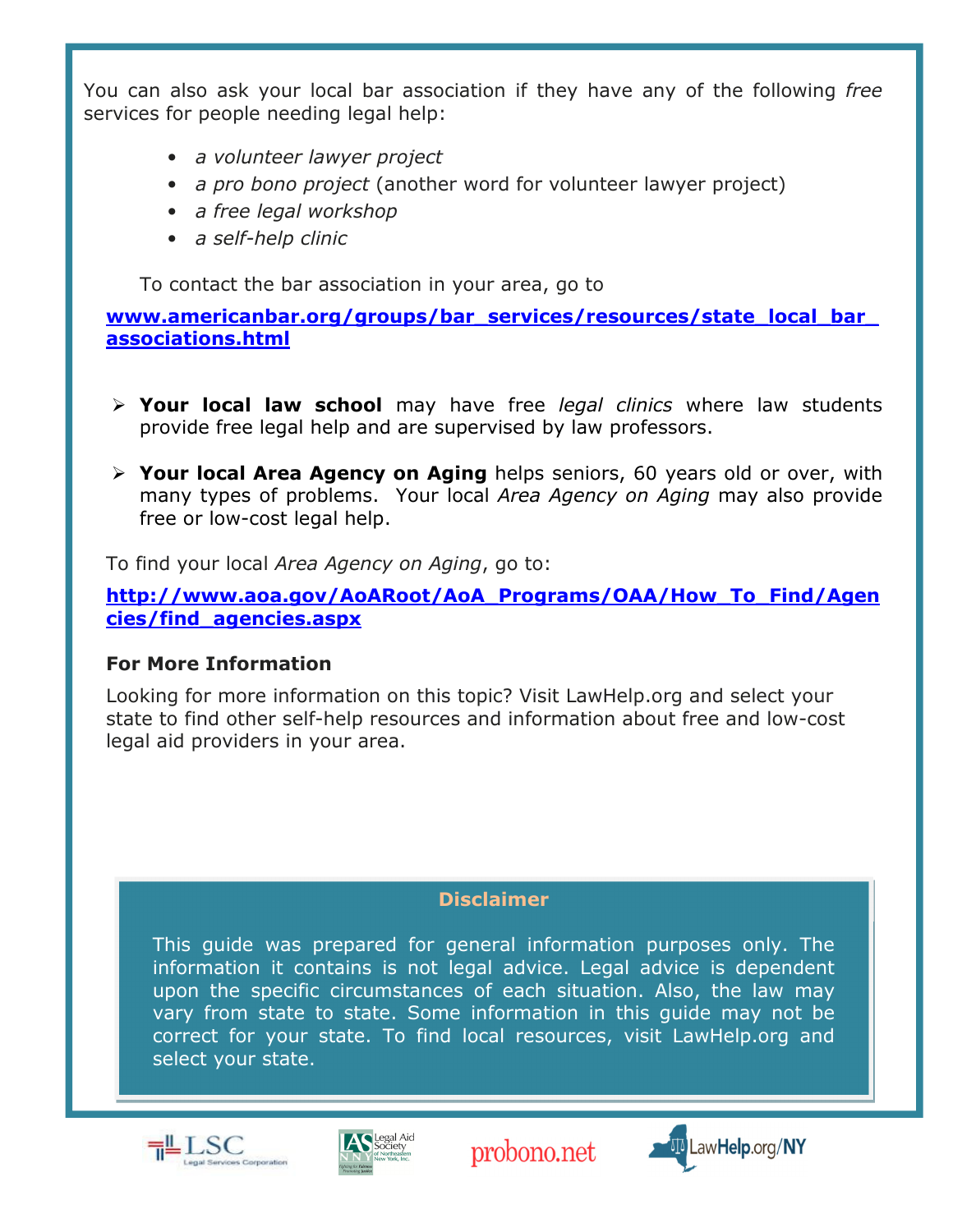You can also ask your local bar association if they have any of the following *free* services for people needing legal help:

- *a volunteer lawyer project*
- *a pro bono project* (another word for volunteer lawyer project)
- *a free legal workshop*
- *a self-help clinic*

To contact the bar association in your area, go to

**www.americanbar.org/groups/bar_services/resources/state_local_bar_associations.html**

- **Your local law school** may have free *legal clinics* where law students provide free legal help and are supervised by law professors.

- **Your local Area Agency on Aging** helps seniors, 60 years old or over, with many types of problems. Your local *Area Agency on Aging* may also provide free or low-cost legal help.

To find your local *Area Agency on Aging*, go to:

**http://www.aoa.gov/AoARoot/AoA_Programs/OAA/How_To_Find/Agencies/find_agencies.aspx**

**For More Information**

Looking for more information on this topic? Visit LawHelp.org and select your state to find other self-help resources and information about free and low-cost legal aid providers in your area.

**Disclaimer**

This guide was prepared for general information purposes only. The information it contains is not legal advice. Legal advice is dependent upon the specific circumstances of each situation. Also, the law may vary from state to state. Some information in this guide may not be correct for your state. To find local resources, visit LawHelp.org and select your state.

LSC Legal Services Corporation | Legal Aid Society of Northeastern New York, Inc. | probono.net | LawHelp.org/NY